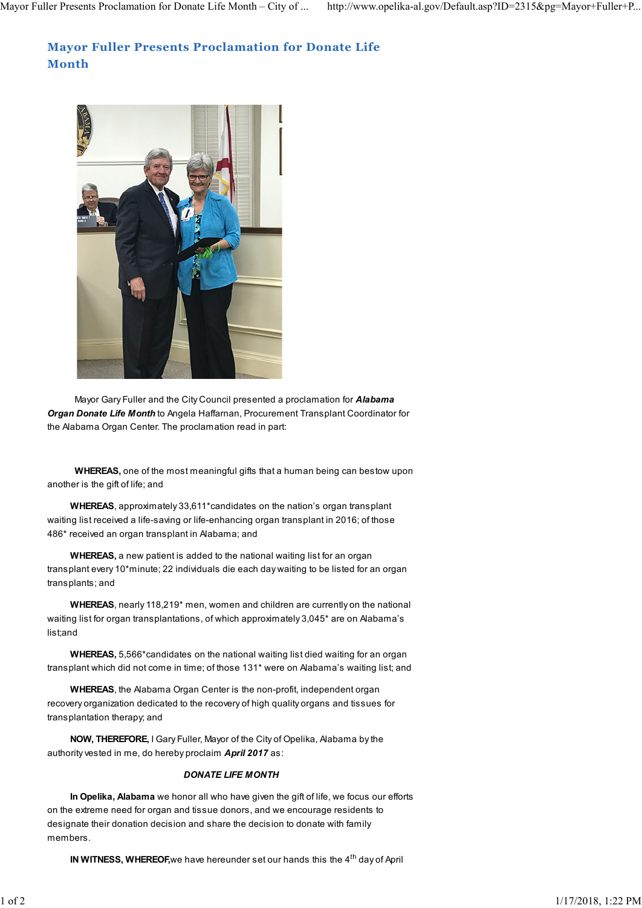# Mayor Fuller Presents Proclamation for Donate Life Month

Mayor Gary Fuller and the City Council presented a proclamation for ***Alabama Organ Donate Life Month*** to Angela Haffarnan, Procurement Transplant Coordinator for the Alabama Organ Center. The proclamation read in part:

**WHEREAS,** one of the most meaningful gifts that a human being can bestow upon another is the gift of life; and

**WHEREAS**, approximately 33,611*candidates on the nation's organ transplant waiting list received a life-saving or life-enhancing organ transplant in 2016; of those 486* received an organ transplant in Alabama; and

**WHEREAS,** a new patient is added to the national waiting list for an organ transplant every 10*minute; 22 individuals die each day waiting to be listed for an organ transplants; and

**WHEREAS**, nearly 118,219* men, women and children are currently on the national waiting list for organ transplantations, of which approximately 3,045* are on Alabama's list;and

**WHEREAS,** 5,566*candidates on the national waiting list died waiting for an organ transplant which did not come in time; of those 131* were on Alabama's waiting list; and

**WHEREAS**, the Alabama Organ Center is the non-profit, independent organ recovery organization dedicated to the recovery of high quality organs and tissues for transplantation therapy; and

**NOW, THEREFORE,** I Gary Fuller, Mayor of the City of Opelika, Alabama by the authority vested in me, do hereby proclaim ***April 2017*** as:

***DONATE LIFE MONTH***

**In Opelika, Alabama** we honor all who have given the gift of life, we focus our efforts on the extreme need for organ and tissue donors, and we encourage residents to designate their donation decision and share the decision to donate with family members.

**IN WITNESS, WHEREOF,**we have hereunder set our hands this the 4th day of April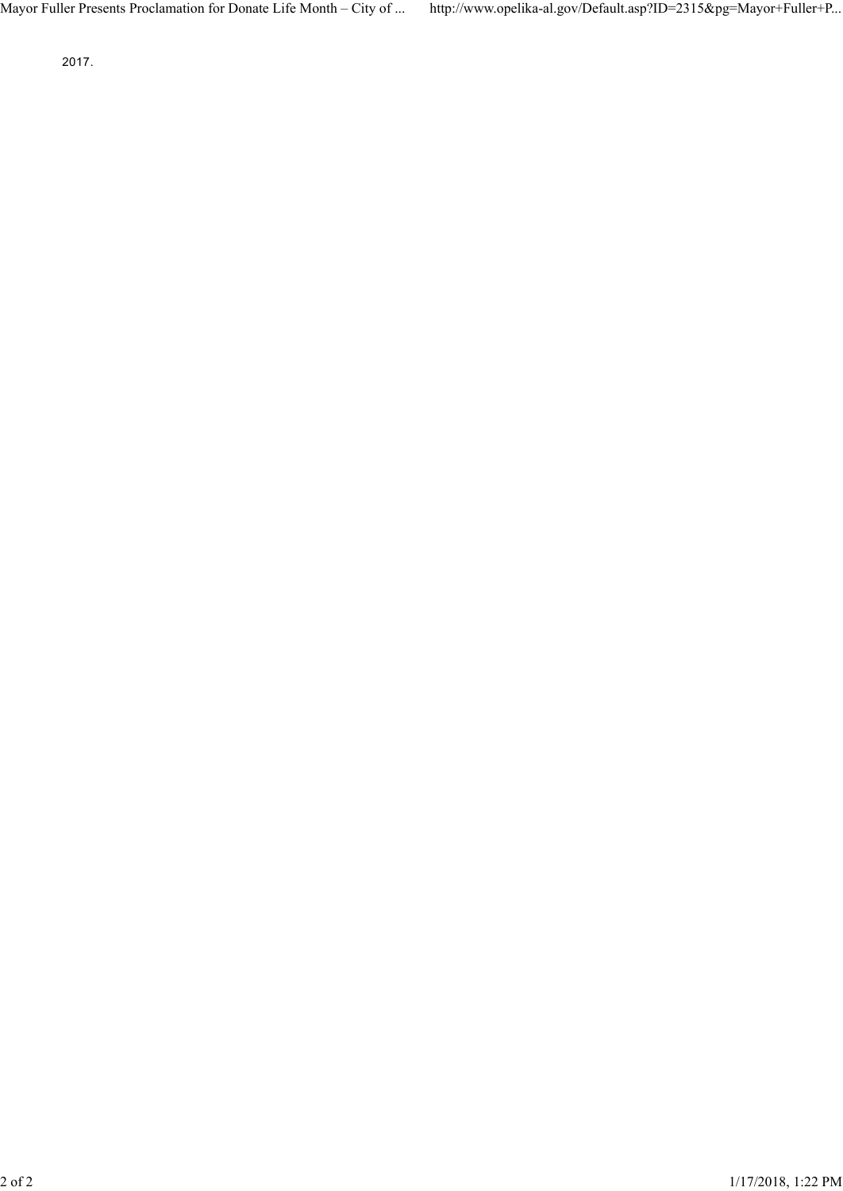2017.